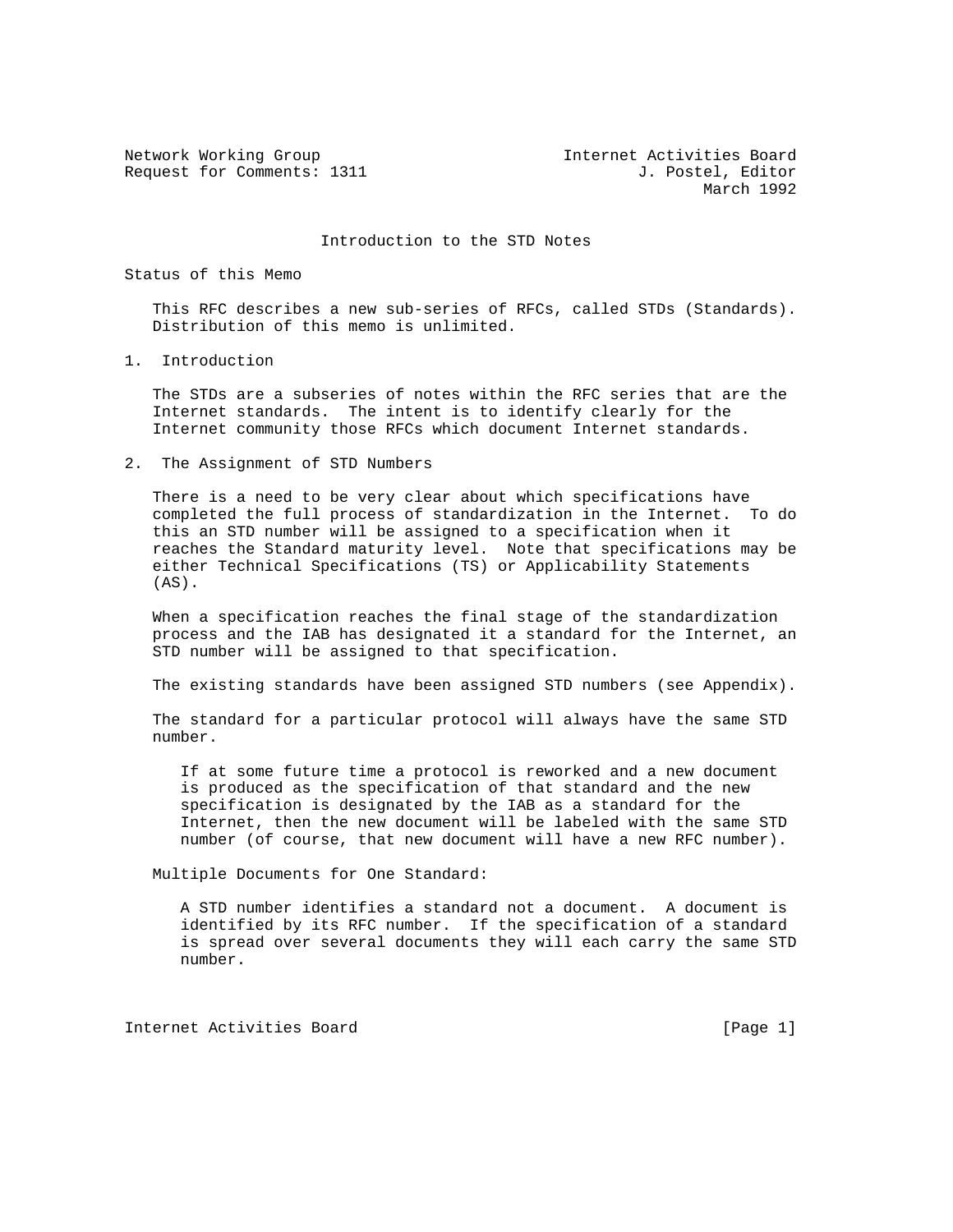Network Working Group                                  Internet Activities Board
Request for Comments: 1311                                  J. Postel, Editor
                                                                   March 1992

# Introduction to the STD Notes

## Status of this Memo

This RFC describes a new sub-series of RFCs, called STDs (Standards). Distribution of this memo is unlimited.

## 1. Introduction

The STDs are a subseries of notes within the RFC series that are the Internet standards. The intent is to identify clearly for the Internet community those RFCs which document Internet standards.

## 2. The Assignment of STD Numbers

There is a need to be very clear about which specifications have completed the full process of standardization in the Internet. To do this an STD number will be assigned to a specification when it reaches the Standard maturity level. Note that specifications may be either Technical Specifications (TS) or Applicability Statements (AS).

When a specification reaches the final stage of the standardization process and the IAB has designated it a standard for the Internet, an STD number will be assigned to that specification.

The existing standards have been assigned STD numbers (see Appendix).

The standard for a particular protocol will always have the same STD number.

> If at some future time a protocol is reworked and a new document is produced as the specification of that standard and the new specification is designated by the IAB as a standard for the Internet, then the new document will be labeled with the same STD number (of course, that new document will have a new RFC number).

Multiple Documents for One Standard:

> A STD number identifies a standard not a document. A document is identified by its RFC number. If the specification of a standard is spread over several documents they will each carry the same STD number.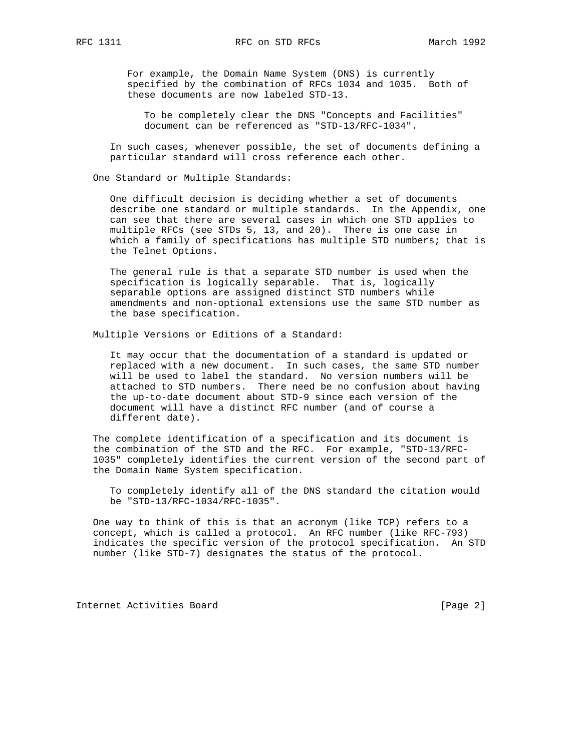For example, the Domain Name System (DNS) is currently specified by the combination of RFCs 1034 and 1035. Both of these documents are now labeled STD-13.

To be completely clear the DNS "Concepts and Facilities" document can be referenced as "STD-13/RFC-1034".

In such cases, whenever possible, the set of documents defining a particular standard will cross reference each other.

One Standard or Multiple Standards:

One difficult decision is deciding whether a set of documents describe one standard or multiple standards. In the Appendix, one can see that there are several cases in which one STD applies to multiple RFCs (see STDs 5, 13, and 20). There is one case in which a family of specifications has multiple STD numbers; that is the Telnet Options.

The general rule is that a separate STD number is used when the specification is logically separable. That is, logically separable options are assigned distinct STD numbers while amendments and non-optional extensions use the same STD number as the base specification.

Multiple Versions or Editions of a Standard:

It may occur that the documentation of a standard is updated or replaced with a new document. In such cases, the same STD number will be used to label the standard. No version numbers will be attached to STD numbers. There need be no confusion about having the up-to-date document about STD-9 since each version of the document will have a distinct RFC number (and of course a different date).

The complete identification of a specification and its document is the combination of the STD and the RFC. For example, "STD-13/RFC-1035" completely identifies the current version of the second part of the Domain Name System specification.

To completely identify all of the DNS standard the citation would be "STD-13/RFC-1034/RFC-1035".

One way to think of this is that an acronym (like TCP) refers to a concept, which is called a protocol. An RFC number (like RFC-793) indicates the specific version of the protocol specification. An STD number (like STD-7) designates the status of the protocol.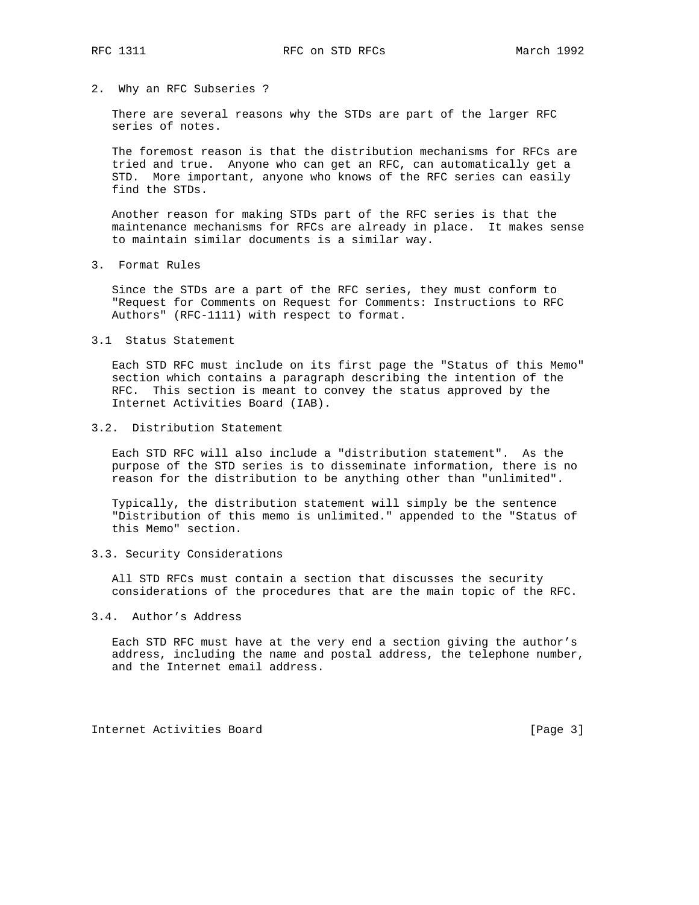## 2. Why an RFC Subseries ?

There are several reasons why the STDs are part of the larger RFC series of notes.

The foremost reason is that the distribution mechanisms for RFCs are tried and true. Anyone who can get an RFC, can automatically get a STD. More important, anyone who knows of the RFC series can easily find the STDs.

Another reason for making STDs part of the RFC series is that the maintenance mechanisms for RFCs are already in place. It makes sense to maintain similar documents is a similar way.

## 3. Format Rules

Since the STDs are a part of the RFC series, they must conform to "Request for Comments on Request for Comments: Instructions to RFC Authors" (RFC-1111) with respect to format.

### 3.1 Status Statement

Each STD RFC must include on its first page the "Status of this Memo" section which contains a paragraph describing the intention of the RFC. This section is meant to convey the status approved by the Internet Activities Board (IAB).

### 3.2. Distribution Statement

Each STD RFC will also include a "distribution statement". As the purpose of the STD series is to disseminate information, there is no reason for the distribution to be anything other than "unlimited".

Typically, the distribution statement will simply be the sentence "Distribution of this memo is unlimited." appended to the "Status of this Memo" section.

### 3.3. Security Considerations

All STD RFCs must contain a section that discusses the security considerations of the procedures that are the main topic of the RFC.

### 3.4. Author's Address

Each STD RFC must have at the very end a section giving the author's address, including the name and postal address, the telephone number, and the Internet email address.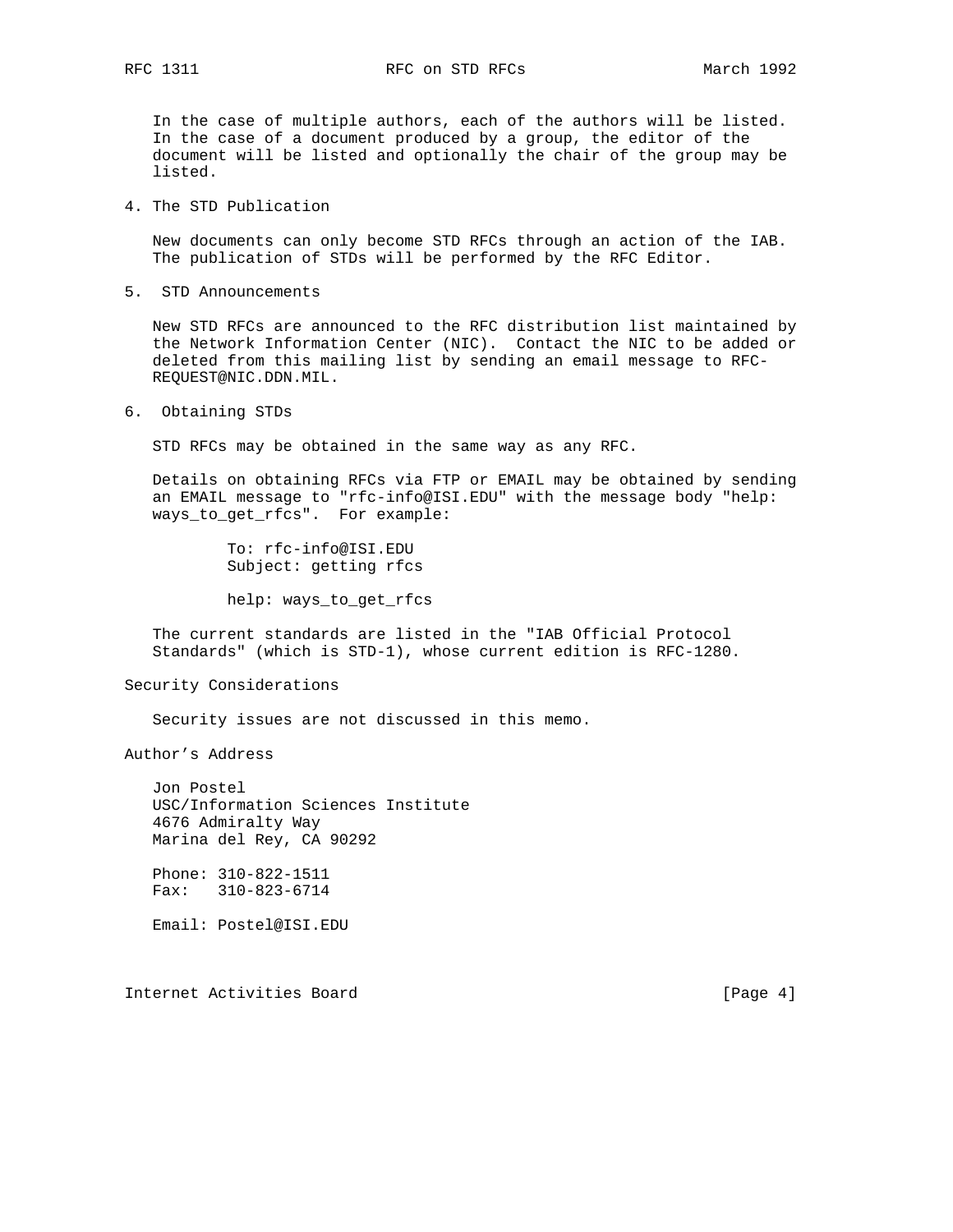In the case of multiple authors, each of the authors will be listed. In the case of a document produced by a group, the editor of the document will be listed and optionally the chair of the group may be listed.

## 4. The STD Publication

New documents can only become STD RFCs through an action of the IAB. The publication of STDs will be performed by the RFC Editor.

## 5. STD Announcements

New STD RFCs are announced to the RFC distribution list maintained by the Network Information Center (NIC). Contact the NIC to be added or deleted from this mailing list by sending an email message to RFC-REQUEST@NIC.DDN.MIL.

## 6. Obtaining STDs

STD RFCs may be obtained in the same way as any RFC.

Details on obtaining RFCs via FTP or EMAIL may be obtained by sending an EMAIL message to "rfc-info@ISI.EDU" with the message body "help: ways_to_get_rfcs". For example:

```
To: rfc-info@ISI.EDU
Subject: getting rfcs

help: ways_to_get_rfcs
```

The current standards are listed in the "IAB Official Protocol Standards" (which is STD-1), whose current edition is RFC-1280.

## Security Considerations

Security issues are not discussed in this memo.

## Author's Address

Jon Postel
USC/Information Sciences Institute
4676 Admiralty Way
Marina del Rey, CA 90292

Phone: 310-822-1511
Fax: 310-823-6714

Email: Postel@ISI.EDU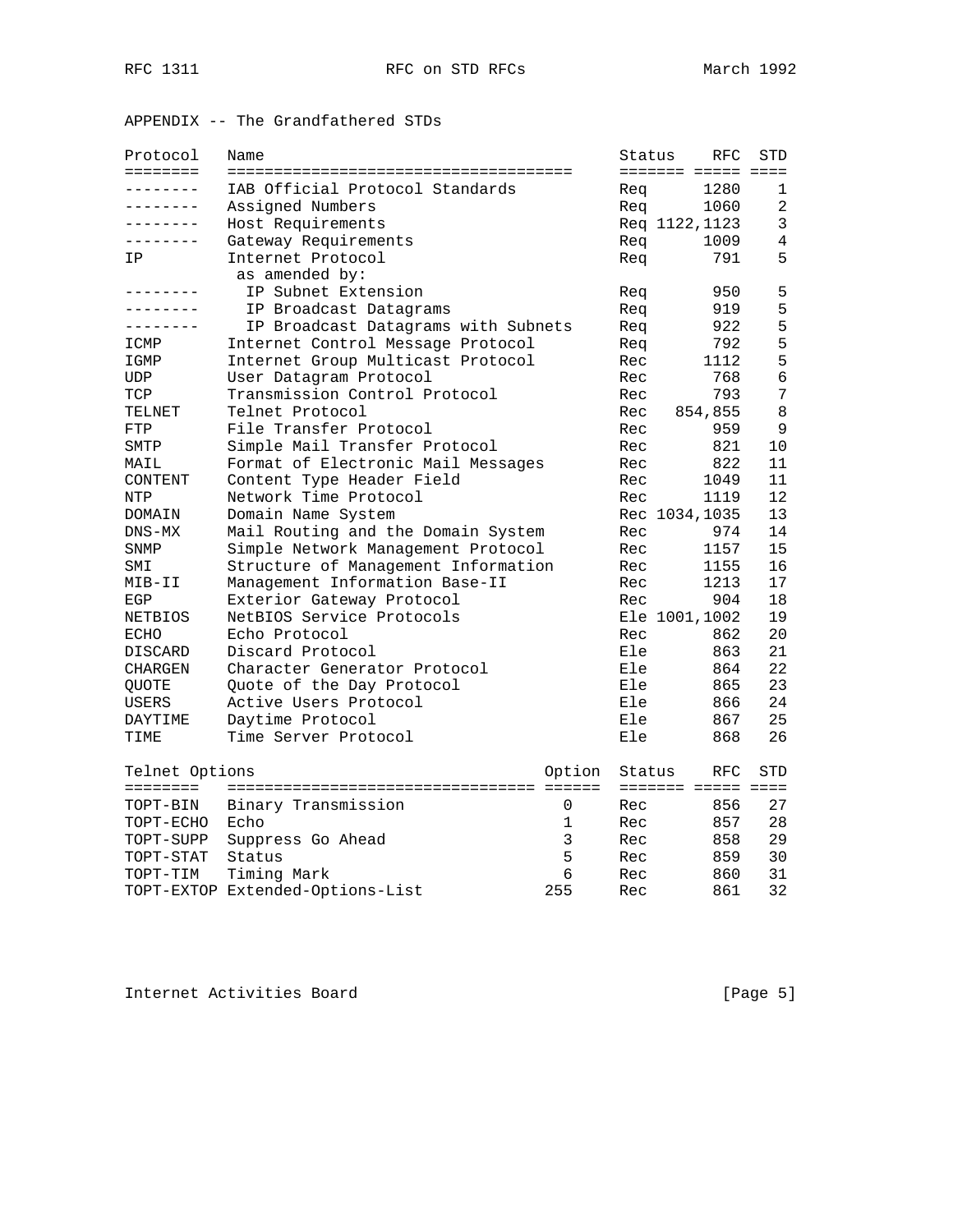APPENDIX -- The Grandfathered STDs

| Protocol | Name | Status | RFC | STD |
|---|---|---|---|---|
| -------- | IAB Official Protocol Standards | Req | 1280 | 1 |
| -------- | Assigned Numbers | Req | 1060 | 2 |
| -------- | Host Requirements | Req | 1122,1123 | 3 |
| -------- | Gateway Requirements | Req | 1009 | 4 |
| IP | Internet Protocol | Req | 791 | 5 |
| | as amended by: | | | |
| -------- | IP Subnet Extension | Req | 950 | 5 |
| -------- | IP Broadcast Datagrams | Req | 919 | 5 |
| -------- | IP Broadcast Datagrams with Subnets | Req | 922 | 5 |
| ICMP | Internet Control Message Protocol | Req | 792 | 5 |
| IGMP | Internet Group Multicast Protocol | Rec | 1112 | 5 |
| UDP | User Datagram Protocol | Rec | 768 | 6 |
| TCP | Transmission Control Protocol | Rec | 793 | 7 |
| TELNET | Telnet Protocol | Rec | 854,855 | 8 |
| FTP | File Transfer Protocol | Rec | 959 | 9 |
| SMTP | Simple Mail Transfer Protocol | Rec | 821 | 10 |
| MAIL | Format of Electronic Mail Messages | Rec | 822 | 11 |
| CONTENT | Content Type Header Field | Rec | 1049 | 11 |
| NTP | Network Time Protocol | Rec | 1119 | 12 |
| DOMAIN | Domain Name System | Rec | 1034,1035 | 13 |
| DNS-MX | Mail Routing and the Domain System | Rec | 974 | 14 |
| SNMP | Simple Network Management Protocol | Rec | 1157 | 15 |
| SMI | Structure of Management Information | Rec | 1155 | 16 |
| MIB-II | Management Information Base-II | Rec | 1213 | 17 |
| EGP | Exterior Gateway Protocol | Rec | 904 | 18 |
| NETBIOS | NetBIOS Service Protocols | Ele | 1001,1002 | 19 |
| ECHO | Echo Protocol | Rec | 862 | 20 |
| DISCARD | Discard Protocol | Ele | 863 | 21 |
| CHARGEN | Character Generator Protocol | Ele | 864 | 22 |
| QUOTE | Quote of the Day Protocol | Ele | 865 | 23 |
| USERS | Active Users Protocol | Ele | 866 | 24 |
| DAYTIME | Daytime Protocol | Ele | 867 | 25 |
| TIME | Time Server Protocol | Ele | 868 | 26 |

| Telnet Options | | Option | Status | RFC | STD |
|---|---|---|---|---|---|
| TOPT-BIN | Binary Transmission | 0 | Rec | 856 | 27 |
| TOPT-ECHO | Echo | 1 | Rec | 857 | 28 |
| TOPT-SUPP | Suppress Go Ahead | 3 | Rec | 858 | 29 |
| TOPT-STAT | Status | 5 | Rec | 859 | 30 |
| TOPT-TIM | Timing Mark | 6 | Rec | 860 | 31 |
| TOPT-EXTOP | Extended-Options-List | 255 | Rec | 861 | 32 |

Internet Activities Board